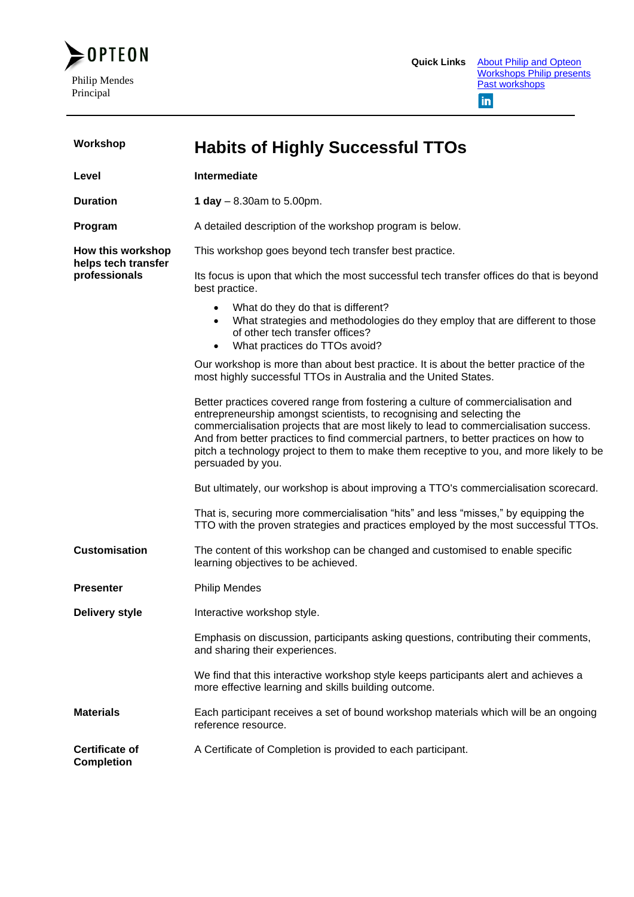OPTEON

Philip Mendes
Principal

**Quick Links** [About Philip and Opteon](#) [Workshops Philip presents](#) [Past workshops](#)

| | |
|---|---|
| **Workshop** | **Habits of Highly Successful TTOs** |
| **Level** | **Intermediate** |
| **Duration** | **1 day** – 8.30am to 5.00pm. |
| **Program** | A detailed description of the workshop program is below. |
| **How this workshop helps tech transfer professionals** | This workshop goes beyond tech transfer best practice.<br><br>Its focus is upon that which the most successful tech transfer offices do that is beyond best practice.<br><br>• What do they do that is different?<br>• What strategies and methodologies do they employ that are different to those of other tech transfer offices?<br>• What practices do TTOs avoid?<br><br>Our workshop is more than about best practice. It is about the better practice of the most highly successful TTOs in Australia and the United States.<br><br>Better practices covered range from fostering a culture of commercialisation and entrepreneurship amongst scientists, to recognising and selecting the commercialisation projects that are most likely to lead to commercialisation success. And from better practices to find commercial partners, to better practices on how to pitch a technology project to them to make them receptive to you, and more likely to be persuaded by you.<br><br>But ultimately, our workshop is about improving a TTO's commercialisation scorecard.<br><br>That is, securing more commercialisation "hits" and less "misses," by equipping the TTO with the proven strategies and practices employed by the most successful TTOs. |
| **Customisation** | The content of this workshop can be changed and customised to enable specific learning objectives to be achieved. |
| **Presenter** | Philip Mendes |
| **Delivery style** | Interactive workshop style.<br><br>Emphasis on discussion, participants asking questions, contributing their comments, and sharing their experiences.<br><br>We find that this interactive workshop style keeps participants alert and achieves a more effective learning and skills building outcome. |
| **Materials** | Each participant receives a set of bound workshop materials which will be an ongoing reference resource. |
| **Certificate of Completion** | A Certificate of Completion is provided to each participant. |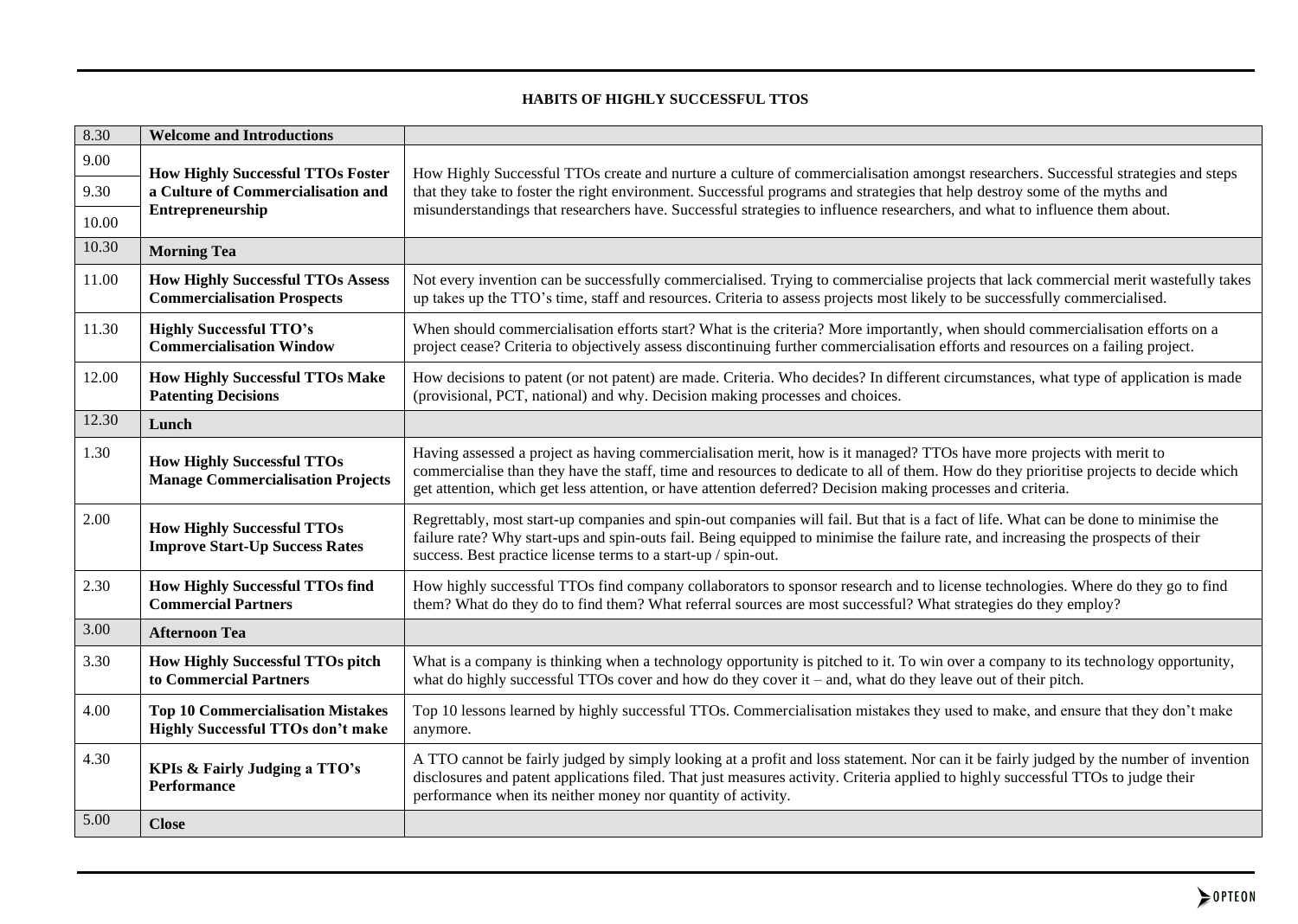**HABITS OF HIGHLY SUCCESSFUL TTOS**

| | | |
|---|---|---|
| 8.30 | **Welcome and Introductions** | |
| 9.00<br>9.30<br>10.00 | **How Highly Successful TTOs Foster a Culture of Commercialisation and Entrepreneurship** | How Highly Successful TTOs create and nurture a culture of commercialisation amongst researchers. Successful strategies and steps that they take to foster the right environment. Successful programs and strategies that help destroy some of the myths and misunderstandings that researchers have. Successful strategies to influence researchers, and what to influence them about. |
| 10.30 | **Morning Tea** | |
| 11.00 | **How Highly Successful TTOs Assess Commercialisation Prospects** | Not every invention can be successfully commercialised. Trying to commercialise projects that lack commercial merit wastefully takes up takes up the TTO's time, staff and resources. Criteria to assess projects most likely to be successfully commercialised. |
| 11.30 | **Highly Successful TTO's Commercialisation Window** | When should commercialisation efforts start? What is the criteria? More importantly, when should commercialisation efforts on a project cease? Criteria to objectively assess discontinuing further commercialisation efforts and resources on a failing project. |
| 12.00 | **How Highly Successful TTOs Make Patenting Decisions** | How decisions to patent (or not patent) are made. Criteria. Who decides? In different circumstances, what type of application is made (provisional, PCT, national) and why. Decision making processes and choices. |
| 12.30 | **Lunch** | |
| 1.30 | **How Highly Successful TTOs Manage Commercialisation Projects** | Having assessed a project as having commercialisation merit, how is it managed? TTOs have more projects with merit to commercialise than they have the staff, time and resources to dedicate to all of them. How do they prioritise projects to decide which get attention, which get less attention, or have attention deferred? Decision making processes and criteria. |
| 2.00 | **How Highly Successful TTOs Improve Start-Up Success Rates** | Regrettably, most start-up companies and spin-out companies will fail. But that is a fact of life. What can be done to minimise the failure rate? Why start-ups and spin-outs fail. Being equipped to minimise the failure rate, and increasing the prospects of their success. Best practice license terms to a start-up / spin-out. |
| 2.30 | **How Highly Successful TTOs find Commercial Partners** | How highly successful TTOs find company collaborators to sponsor research and to license technologies. Where do they go to find them? What do they do to find them? What referral sources are most successful? What strategies do they employ? |
| 3.00 | **Afternoon Tea** | |
| 3.30 | **How Highly Successful TTOs pitch to Commercial Partners** | What is a company is thinking when a technology opportunity is pitched to it. To win over a company to its technology opportunity, what do highly successful TTOs cover and how do they cover it – and, what do they leave out of their pitch. |
| 4.00 | **Top 10 Commercialisation Mistakes Highly Successful TTOs don't make** | Top 10 lessons learned by highly successful TTOs. Commercialisation mistakes they used to make, and ensure that they don't make anymore. |
| 4.30 | **KPIs & Fairly Judging a TTO's Performance** | A TTO cannot be fairly judged by simply looking at a profit and loss statement. Nor can it be fairly judged by the number of invention disclosures and patent applications filed. That just measures activity. Criteria applied to highly successful TTOs to judge their performance when its neither money nor quantity of activity. |
| 5.00 | **Close** | |

OPTEON